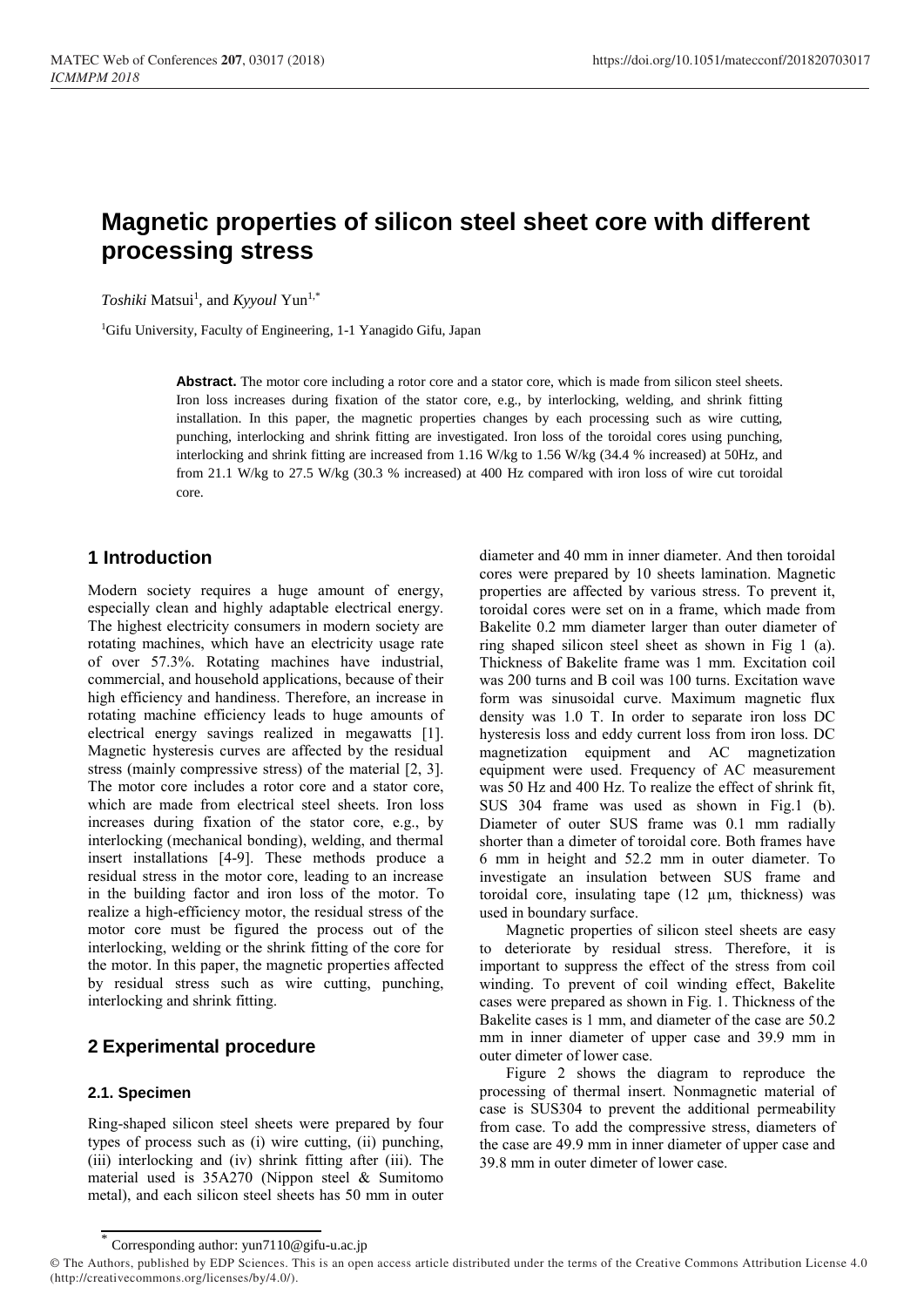# Magnetic properties of silicon steel sheet core with different processing stress

*Toshiki* Matsui[1], and *Kyyoul* Yun[1,*]

[1]Gifu University, Faculty of Engineering, 1-1 Yanagido Gifu, Japan

**Abstract.** The motor core including a rotor core and a stator core, which is made from silicon steel sheets. Iron loss increases during fixation of the stator core, e.g., by interlocking, welding, and shrink fitting installation. In this paper, the magnetic properties changes by each processing such as wire cutting, punching, interlocking and shrink fitting are investigated. Iron loss of the toroidal cores using punching, interlocking and shrink fitting are increased from 1.16 W/kg to 1.56 W/kg (34.4 % increased) at 50Hz, and from 21.1 W/kg to 27.5 W/kg (30.3 % increased) at 400 Hz compared with iron loss of wire cut toroidal core.

## 1 Introduction

Modern society requires a huge amount of energy, especially clean and highly adaptable electrical energy. The highest electricity consumers in modern society are rotating machines, which have an electricity usage rate of over 57.3%. Rotating machines have industrial, commercial, and household applications, because of their high efficiency and handiness. Therefore, an increase in rotating machine efficiency leads to huge amounts of electrical energy savings realized in megawatts [1]. Magnetic hysteresis curves are affected by the residual stress (mainly compressive stress) of the material [2, 3]. The motor core includes a rotor core and a stator core, which are made from electrical steel sheets. Iron loss increases during fixation of the stator core, e.g., by interlocking (mechanical bonding), welding, and thermal insert installations [4-9]. These methods produce a residual stress in the motor core, leading to an increase in the building factor and iron loss of the motor. To realize a high-efficiency motor, the residual stress of the motor core must be figured the process out of the interlocking, welding or the shrink fitting of the core for the motor. In this paper, the magnetic properties affected by residual stress such as wire cutting, punching, interlocking and shrink fitting.

## 2 Experimental procedure

### 2.1. Specimen

Ring-shaped silicon steel sheets were prepared by four types of process such as (i) wire cutting, (ii) punching, (iii) interlocking and (iv) shrink fitting after (iii). The material used is 35A270 (Nippon steel & Sumitomo metal), and each silicon steel sheets has 50 mm in outer diameter and 40 mm in inner diameter. And then toroidal cores were prepared by 10 sheets lamination. Magnetic properties are affected by various stress. To prevent it, toroidal cores were set on in a frame, which made from Bakelite 0.2 mm diameter larger than outer diameter of ring shaped silicon steel sheet as shown in Fig 1 (a). Thickness of Bakelite frame was 1 mm. Excitation coil was 200 turns and B coil was 100 turns. Excitation wave form was sinusoidal curve. Maximum magnetic flux density was 1.0 T. In order to separate iron loss DC hysteresis loss and eddy current loss from iron loss. DC magnetization equipment and AC magnetization equipment were used. Frequency of AC measurement was 50 Hz and 400 Hz. To realize the effect of shrink fit, SUS 304 frame was used as shown in Fig.1 (b). Diameter of outer SUS frame was 0.1 mm radially shorter than a dimeter of toroidal core. Both frames have 6 mm in height and 52.2 mm in outer diameter. To investigate an insulation between SUS frame and toroidal core, insulating tape (12 μm, thickness) was used in boundary surface.

Magnetic properties of silicon steel sheets are easy to deteriorate by residual stress. Therefore, it is important to suppress the effect of the stress from coil winding. To prevent of coil winding effect, Bakelite cases were prepared as shown in Fig. 1. Thickness of the Bakelite cases is 1 mm, and diameter of the case are 50.2 mm in inner diameter of upper case and 39.9 mm in outer dimeter of lower case.

Figure 2 shows the diagram to reproduce the processing of thermal insert. Nonmagnetic material of case is SUS304 to prevent the additional permeability from case. To add the compressive stress, diameters of the case are 49.9 mm in inner diameter of upper case and 39.8 mm in outer dimeter of lower case.

[*] Corresponding author: yun7110@gifu-u.ac.jp

© The Authors, published by EDP Sciences. This is an open access article distributed under the terms of the Creative Commons Attribution License 4.0 (http://creativecommons.org/licenses/by/4.0/).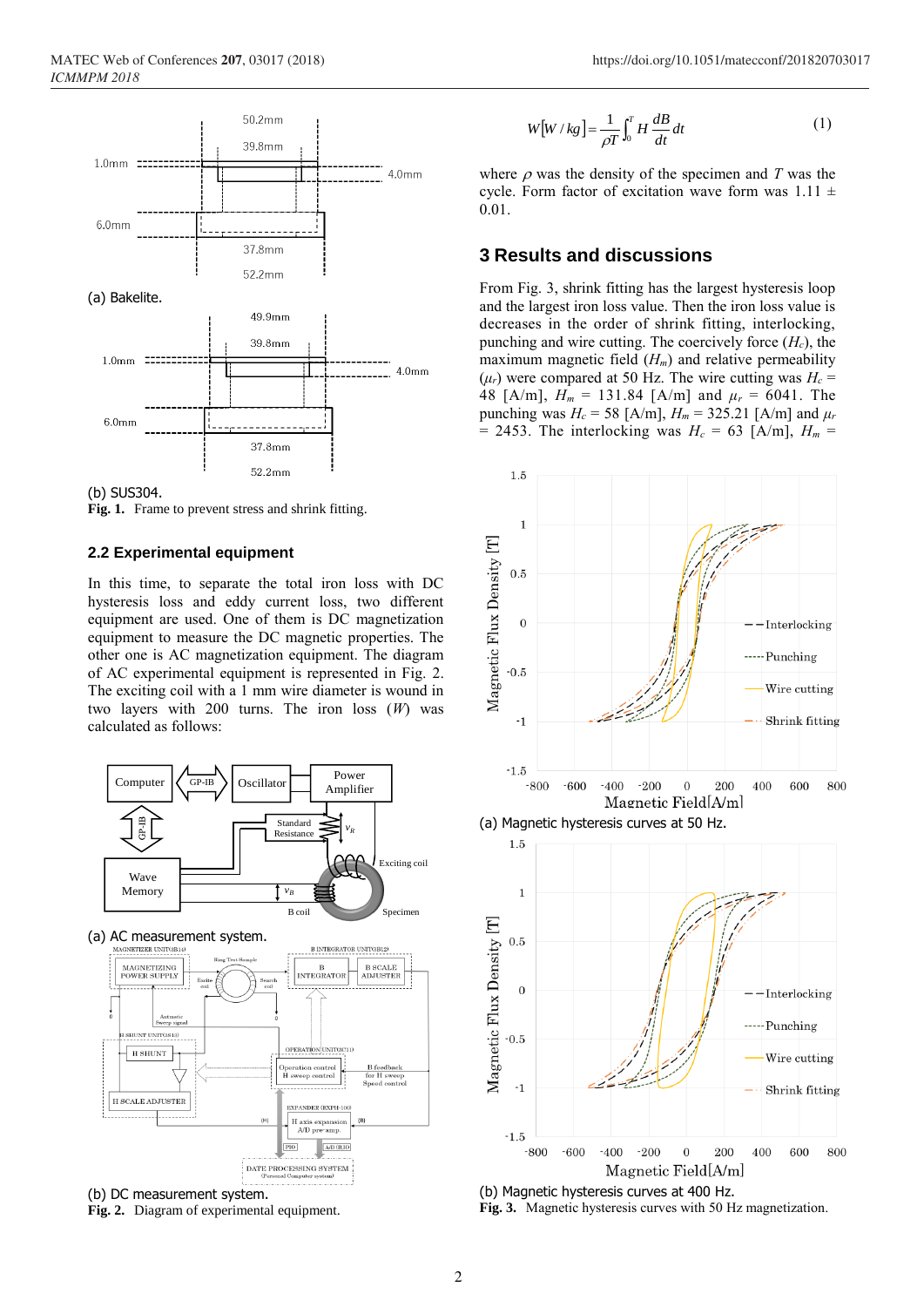(a) Bakelite.

(b) SUS304.

**Fig. 1.** Frame to prevent stress and shrink fitting.

### 2.2 Experimental equipment

In this time, to separate the total iron loss with DC hysteresis loss and eddy current loss, two different equipment are used. One of them is DC magnetization equipment to measure the DC magnetic properties. The other one is AC magnetization equipment. The diagram of AC experimental equipment is represented in Fig. 2. The exciting coil with a 1 mm wire diameter is wound in two layers with 200 turns. The iron loss ($W$) was calculated as follows:

(a) AC measurement system.

(b) DC measurement system.

**Fig. 2.** Diagram of experimental equipment.

$$W[W/kg] = \frac{1}{\rho T}\int_0^T H\frac{dB}{dt}dt \tag{1}$$

where $\rho$ was the density of the specimen and $T$ was the cycle. Form factor of excitation wave form was 1.11 ± 0.01.

## 3 Results and discussions

From Fig. 3, shrink fitting has the largest hysteresis loop and the largest iron loss value. Then the iron loss value is decreases in the order of shrink fitting, interlocking, punching and wire cutting. The coercively force ($H_c$), the maximum magnetic field ($H_m$) and relative permeability ($\mu_r$) were compared at 50 Hz. The wire cutting was $H_c$ = 48 [A/m], $H_m$ = 131.84 [A/m] and $\mu_r$ = 6041. The punching was $H_c$ = 58 [A/m], $H_m$ = 325.21 [A/m] and $\mu_r$ = 2453. The interlocking was $H_c$ = 63 [A/m], $H_m$ =

(a) Magnetic hysteresis curves at 50 Hz.

(b) Magnetic hysteresis curves at 400 Hz.

**Fig. 3.** Magnetic hysteresis curves with 50 Hz magnetization.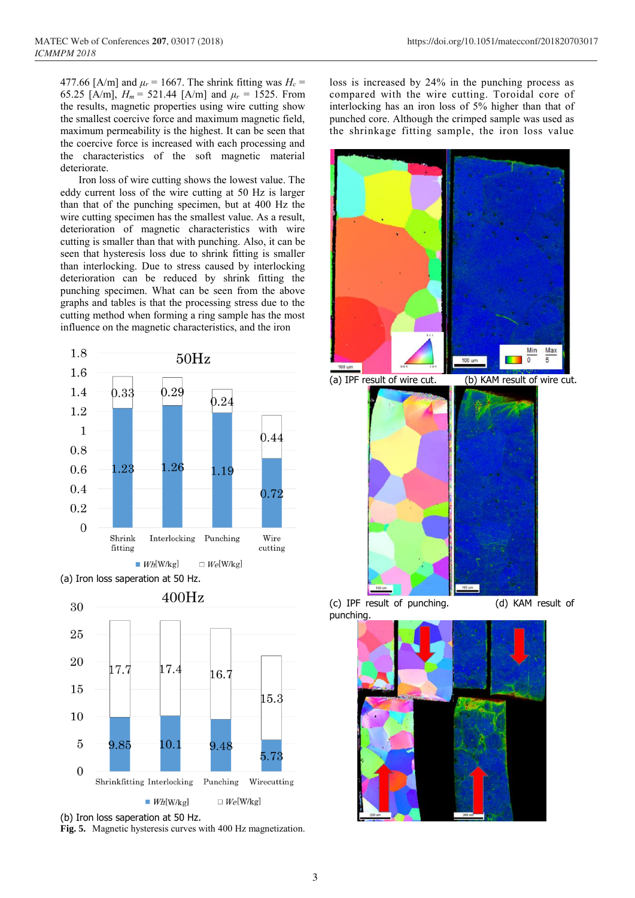477.66 [A/m] and $\mu_r$ = 1667. The shrink fitting was $H_c$ = 65.25 [A/m], $H_m$ = 521.44 [A/m] and $\mu_r$ = 1525. From the results, magnetic properties using wire cutting show the smallest coercive force and maximum magnetic field, maximum permeability is the highest. It can be seen that the coercive force is increased with each processing and the characteristics of the soft magnetic material deteriorate.

Iron loss of wire cutting shows the lowest value. The eddy current loss of the wire cutting at 50 Hz is larger than that of the punching specimen, but at 400 Hz the wire cutting specimen has the smallest value. As a result, deterioration of magnetic characteristics with wire cutting is smaller than that with punching. Also, it can be seen that hysteresis loss due to shrink fitting is smaller than interlocking. Due to stress caused by interlocking deterioration can be reduced by shrink fitting the punching specimen. What can be seen from the above graphs and tables is that the processing stress due to the cutting method when forming a ring sample has the most influence on the magnetic characteristics, and the iron loss is increased by 24% in the punching process as compared with the wire cutting. Toroidal core of interlocking has an iron loss of 5% higher than that of punched core. Although the crimped sample was used as the shrinkage fitting sample, the iron loss value

(a) Iron loss saperation at 50 Hz.

(b) Iron loss saperation at 50 Hz.

**Fig. 5.** Magnetic hysteresis curves with 400 Hz magnetization.

(a) IPF result of wire cut. (b) KAM result of wire cut.

(c) IPF result of punching. (d) KAM result of punching.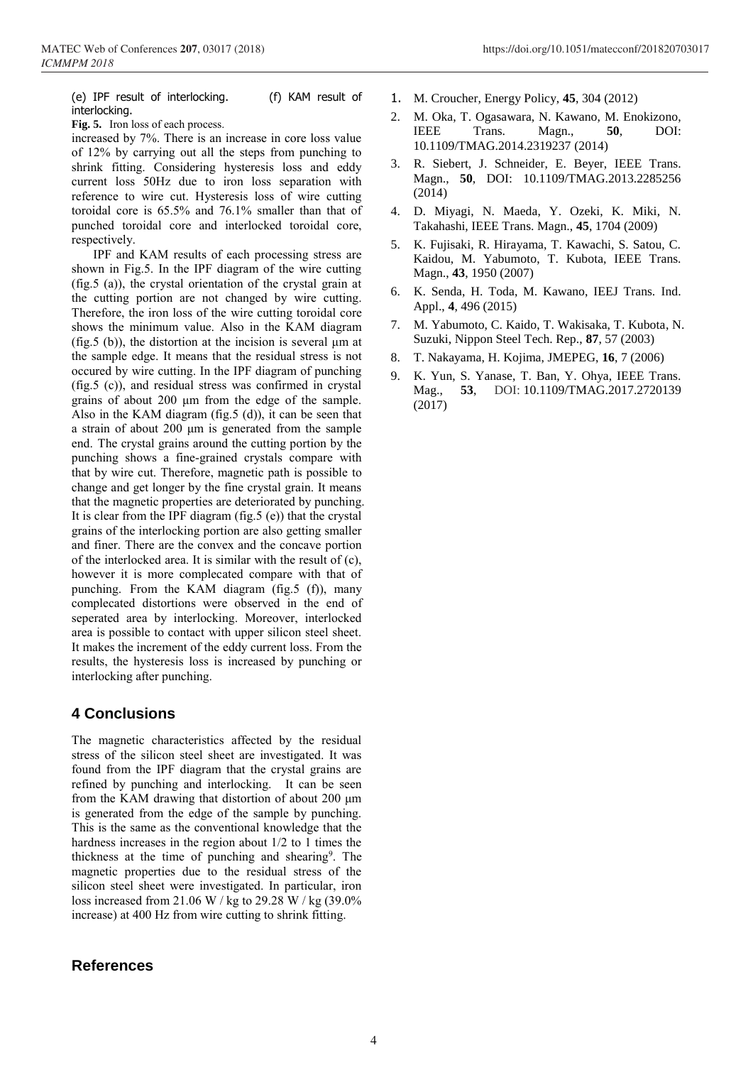(e) IPF result of interlocking. (f) KAM result of interlocking.

**Fig. 5.** Iron loss of each process.

increased by 7%. There is an increase in core loss value of 12% by carrying out all the steps from punching to shrink fitting. Considering hysteresis loss and eddy current loss 50Hz due to iron loss separation with reference to wire cut. Hysteresis loss of wire cutting toroidal core is 65.5% and 76.1% smaller than that of punched toroidal core and interlocked toroidal core, respectively.

IPF and KAM results of each processing stress are shown in Fig.5. In the IPF diagram of the wire cutting (fig.5 (a)), the crystal orientation of the crystal grain at the cutting portion are not changed by wire cutting. Therefore, the iron loss of the wire cutting toroidal core shows the minimum value. Also in the KAM diagram (fig.5 (b)), the distortion at the incision is several μm at the sample edge. It means that the residual stress is not occured by wire cutting. In the IPF diagram of punching (fig.5 (c)), and residual stress was confirmed in crystal grains of about 200 μm from the edge of the sample. Also in the KAM diagram (fig.5 (d)), it can be seen that a strain of about 200 μm is generated from the sample end. The crystal grains around the cutting portion by the punching shows a fine-grained crystals compare with that by wire cut. Therefore, magnetic path is possible to change and get longer by the fine crystal grain. It means that the magnetic properties are deteriorated by punching. It is clear from the IPF diagram (fig.5 (e)) that the crystal grains of the interlocking portion are also getting smaller and finer. There are the convex and the concave portion of the interlocked area. It is similar with the result of (c), however it is more complecated compare with that of punching. From the KAM diagram (fig.5 (f)), many complecated distortions were observed in the end of seperated area by interlocking. Moreover, interlocked area is possible to contact with upper silicon steel sheet. It makes the increment of the eddy current loss. From the results, the hysteresis loss is increased by punching or interlocking after punching.

## 4 Conclusions

The magnetic characteristics affected by the residual stress of the silicon steel sheet are investigated. It was found from the IPF diagram that the crystal grains are refined by punching and interlocking. It can be seen from the KAM drawing that distortion of about 200 μm is generated from the edge of the sample by punching. This is the same as the conventional knowledge that the hardness increases in the region about 1/2 to 1 times the thickness at the time of punching and shearing[9]. The magnetic properties due to the residual stress of the silicon steel sheet were investigated. In particular, iron loss increased from 21.06 W / kg to 29.28 W / kg (39.0% increase) at 400 Hz from wire cutting to shrink fitting.

## References

1. M. Croucher, Energy Policy, **45**, 304 (2012)
2. M. Oka, T. Ogasawara, N. Kawano, M. Enokizono, IEEE Trans. Magn., **50**, DOI: 10.1109/TMAG.2014.2319237 (2014)
3. R. Siebert, J. Schneider, E. Beyer, IEEE Trans. Magn., **50**, DOI: 10.1109/TMAG.2013.2285256 (2014)
4. D. Miyagi, N. Maeda, Y. Ozeki, K. Miki, N. Takahashi, IEEE Trans. Magn., **45**, 1704 (2009)
5. K. Fujisaki, R. Hirayama, T. Kawachi, S. Satou, C. Kaidou, M. Yabumoto, T. Kubota, IEEE Trans. Magn., **43**, 1950 (2007)
6. K. Senda, H. Toda, M. Kawano, IEEJ Trans. Ind. Appl., **4**, 496 (2015)
7. M. Yabumoto, C. Kaido, T. Wakisaka, T. Kubota, N. Suzuki, Nippon Steel Tech. Rep., **87**, 57 (2003)
8. T. Nakayama, H. Kojima, JMEPEG, **16**, 7 (2006)
9. K. Yun, S. Yanase, T. Ban, Y. Ohya, IEEE Trans. Mag., **53**, DOI: 10.1109/TMAG.2017.2720139 (2017)